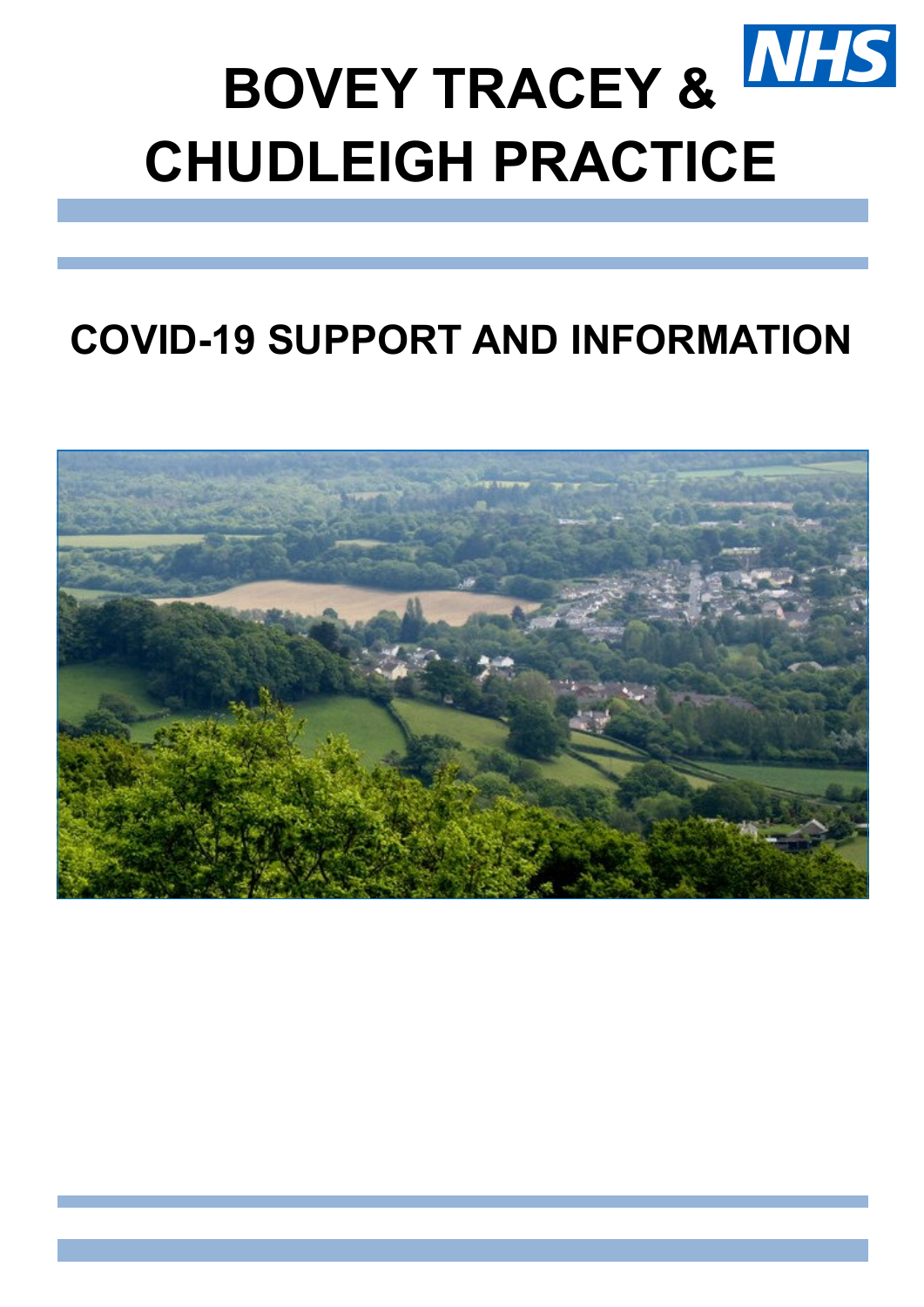# BOVEY TRACEY & CHUDLEIGH PRACTICE

NHS

## COVID-19 SUPPORT AND INFORMATION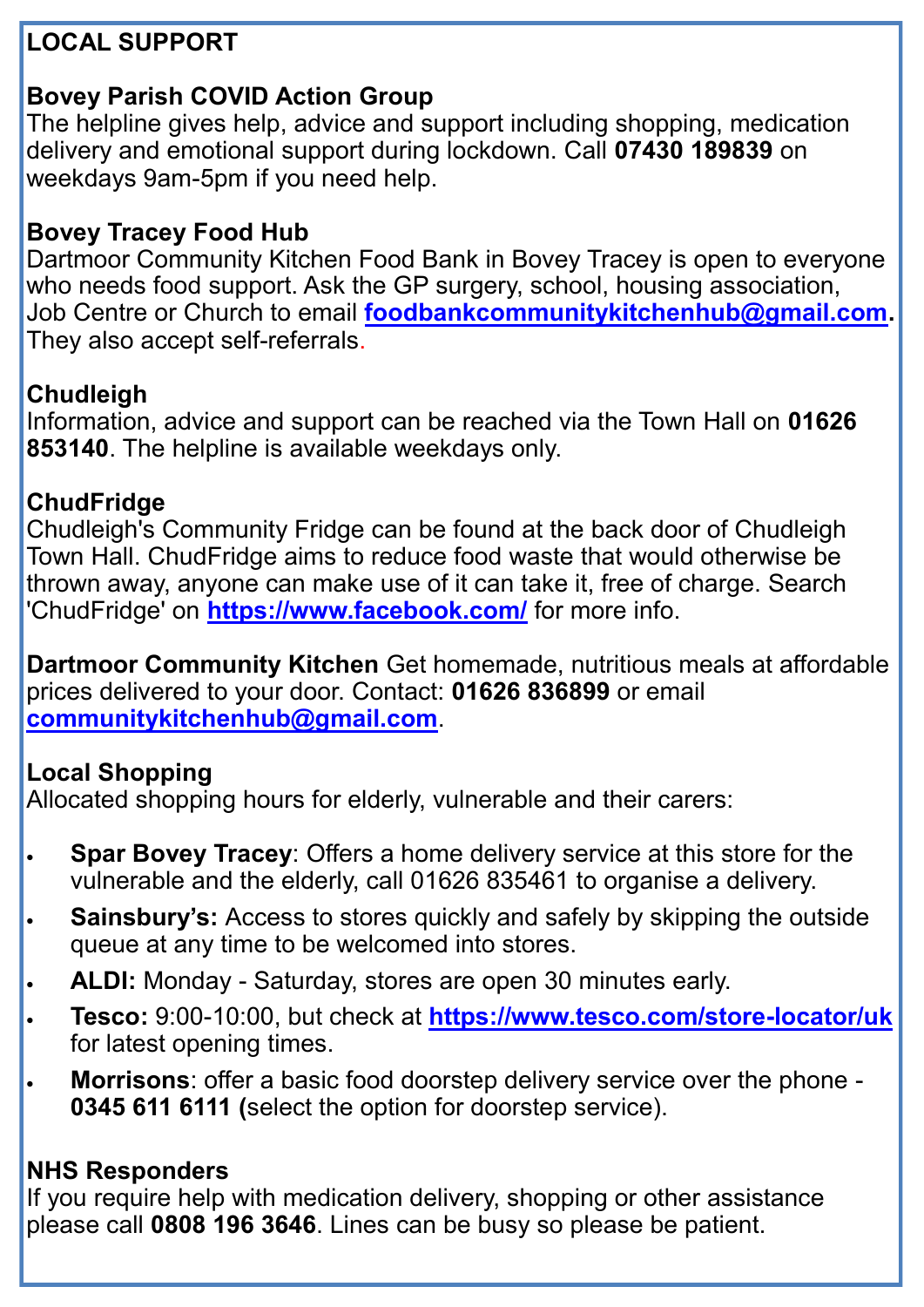## LOCAL SUPPORT

### Bovey Parish COVID Action Group

The helpline gives help, advice and support including shopping, medication delivery and emotional support during lockdown. Call **07430 189839** on weekdays 9am-5pm if you need help.

### Bovey Tracey Food Hub

Dartmoor Community Kitchen Food Bank in Bovey Tracey is open to everyone who needs food support. Ask the GP surgery, school, housing association, Job Centre or Church to email [foodbankcommunitykitchenhub@gmail.com](mailto:foodbankcommunitykitchenhub@gmail.com). They also accept self-referrals.

### Chudleigh

Information, advice and support can be reached via the Town Hall on **01626 853140**. The helpline is available weekdays only.

### ChudFridge

Chudleigh's Community Fridge can be found at the back door of Chudleigh Town Hall. ChudFridge aims to reduce food waste that would otherwise be thrown away, anyone can make use of it can take it, free of charge. Search 'ChudFridge' on [https://www.facebook.com/](https://www.facebook.com/) for more info.

**Dartmoor Community Kitchen** Get homemade, nutritious meals at affordable prices delivered to your door. Contact: **01626 836899** or email [communitykitchenhub@gmail.com](mailto:communitykitchenhub@gmail.com).

### Local Shopping

Allocated shopping hours for elderly, vulnerable and their carers:

- **Spar Bovey Tracey**: Offers a home delivery service at this store for the vulnerable and the elderly, call 01626 835461 to organise a delivery.
- **Sainsbury's:** Access to stores quickly and safely by skipping the outside queue at any time to be welcomed into stores.
- **ALDI:** Monday - Saturday, stores are open 30 minutes early.
- **Tesco:** 9:00-10:00, but check at [https://www.tesco.com/store-locator/uk](https://www.tesco.com/store-locator/uk) for latest opening times.
- **Morrisons**: offer a basic food doorstep delivery service over the phone - **0345 611 6111 (**select the option for doorstep service).

### NHS Responders

If you require help with medication delivery, shopping or other assistance please call **0808 196 3646**. Lines can be busy so please be patient.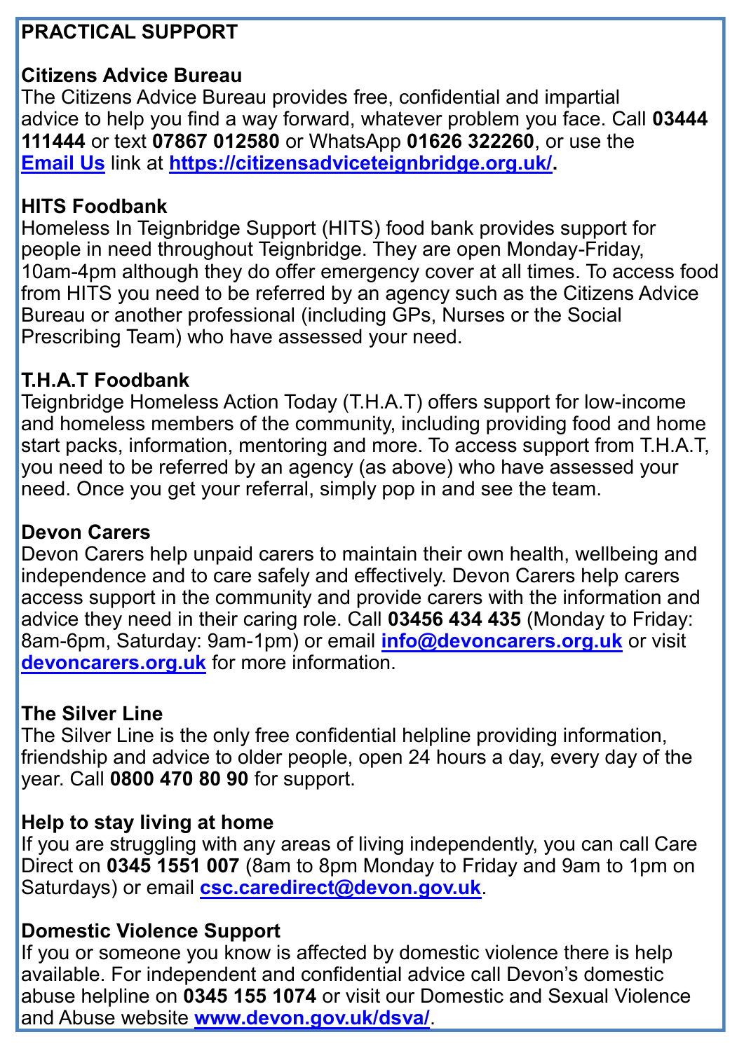## PRACTICAL SUPPORT

### Citizens Advice Bureau

The Citizens Advice Bureau provides free, confidential and impartial advice to help you find a way forward, whatever problem you face. Call **03444 111444** or text **07867 012580** or WhatsApp **01626 322260**, or use the **Email Us** link at **https://citizensadviceteignbridge.org.uk/.**

### HITS Foodbank

Homeless In Teignbridge Support (HITS) food bank provides support for people in need throughout Teignbridge. They are open Monday-Friday, 10am-4pm although they do offer emergency cover at all times. To access food from HITS you need to be referred by an agency such as the Citizens Advice Bureau or another professional (including GPs, Nurses or the Social Prescribing Team) who have assessed your need.

### T.H.A.T Foodbank

Teignbridge Homeless Action Today (T.H.A.T) offers support for low-income and homeless members of the community, including providing food and home start packs, information, mentoring and more. To access support from T.H.A.T, you need to be referred by an agency (as above) who have assessed your need. Once you get your referral, simply pop in and see the team.

### Devon Carers

Devon Carers help unpaid carers to maintain their own health, wellbeing and independence and to care safely and effectively. Devon Carers help carers access support in the community and provide carers with the information and advice they need in their caring role. Call **03456 434 435** (Monday to Friday: 8am-6pm, Saturday: 9am-1pm) or email **info@devoncarers.org.uk** or visit **devoncarers.org.uk** for more information.

### The Silver Line

The Silver Line is the only free confidential helpline providing information, friendship and advice to older people, open 24 hours a day, every day of the year. Call **0800 470 80 90** for support.

### Help to stay living at home

If you are struggling with any areas of living independently, you can call Care Direct on **0345 1551 007** (8am to 8pm Monday to Friday and 9am to 1pm on Saturdays) or email **csc.caredirect@devon.gov.uk**.

### Domestic Violence Support

If you or someone you know is affected by domestic violence there is help available. For independent and confidential advice call Devon's domestic abuse helpline on **0345 155 1074** or visit our Domestic and Sexual Violence and Abuse website **www.devon.gov.uk/dsva/**.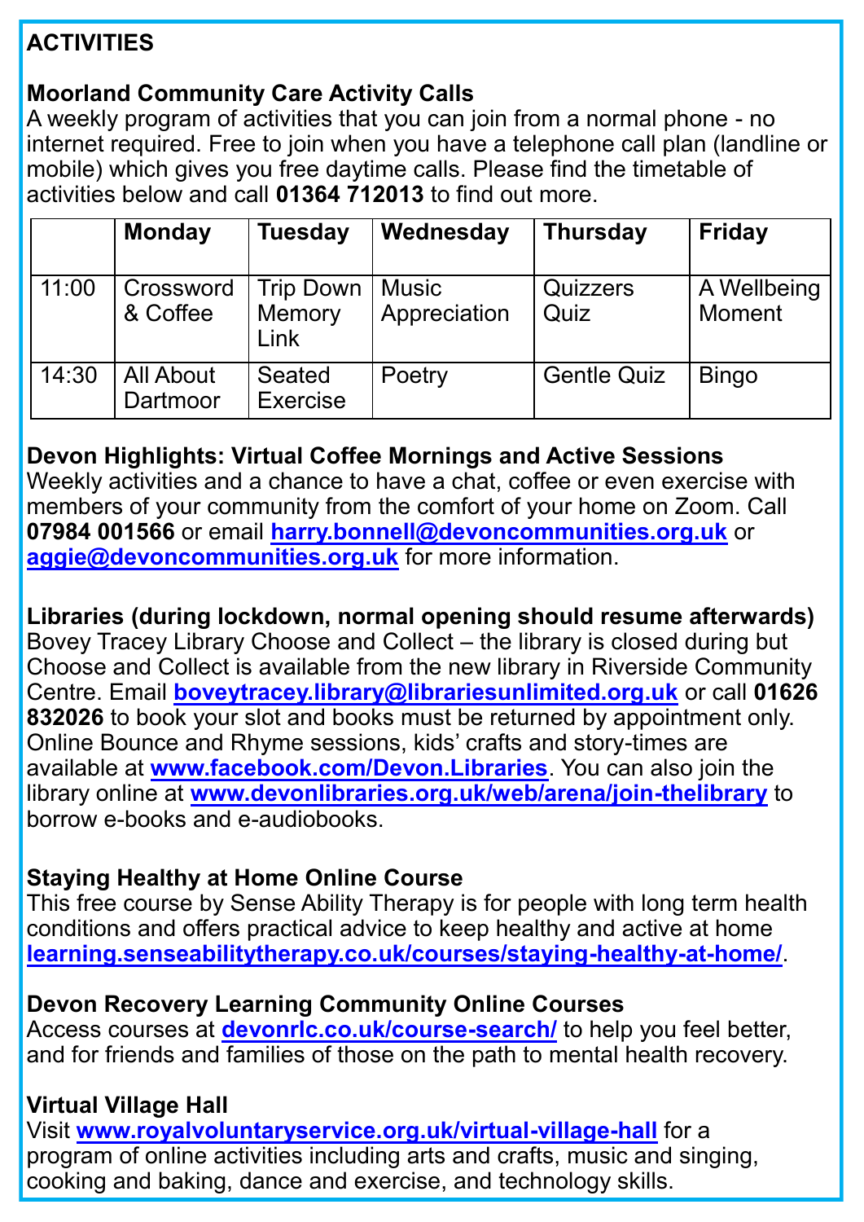# ACTIVITIES

## Moorland Community Care Activity Calls

A weekly program of activities that you can join from a normal phone - no internet required. Free to join when you have a telephone call plan (landline or mobile) which gives you free daytime calls. Please find the timetable of activities below and call **01364 712013** to find out more.

| | Monday | Tuesday | Wednesday | Thursday | Friday |
|---|---|---|---|---|---|
| 11:00 | Crossword & Coffee | Trip Down Memory Link | Music Appreciation | Quizzers Quiz | A Wellbeing Moment |
| 14:30 | All About Dartmoor | Seated Exercise | Poetry | Gentle Quiz | Bingo |

## Devon Highlights: Virtual Coffee Mornings and Active Sessions

Weekly activities and a chance to have a chat, coffee or even exercise with members of your community from the comfort of your home on Zoom. Call **07984 001566** or email **harry.bonnell@devoncommunities.org.uk** or **aggie@devoncommunities.org.uk** for more information.

## Libraries (during lockdown, normal opening should resume afterwards)

Bovey Tracey Library Choose and Collect – the library is closed during but Choose and Collect is available from the new library in Riverside Community Centre. Email **boveytracey.library@librariesunlimited.org.uk** or call **01626 832026** to book your slot and books must be returned by appointment only. Online Bounce and Rhyme sessions, kids' crafts and story-times are available at **www.facebook.com/Devon.Libraries**. You can also join the library online at **www.devonlibraries.org.uk/web/arena/join-thelibrary** to borrow e-books and e-audiobooks.

## Staying Healthy at Home Online Course

This free course by Sense Ability Therapy is for people with long term health conditions and offers practical advice to keep healthy and active at home **learning.senseabilitytherapy.co.uk/courses/staying-healthy-at-home/**.

## Devon Recovery Learning Community Online Courses

Access courses at **devonrlc.co.uk/course-search/** to help you feel better, and for friends and families of those on the path to mental health recovery.

## Virtual Village Hall

Visit **www.royalvoluntaryservice.org.uk/virtual-village-hall** for a program of online activities including arts and crafts, music and singing, cooking and baking, dance and exercise, and technology skills.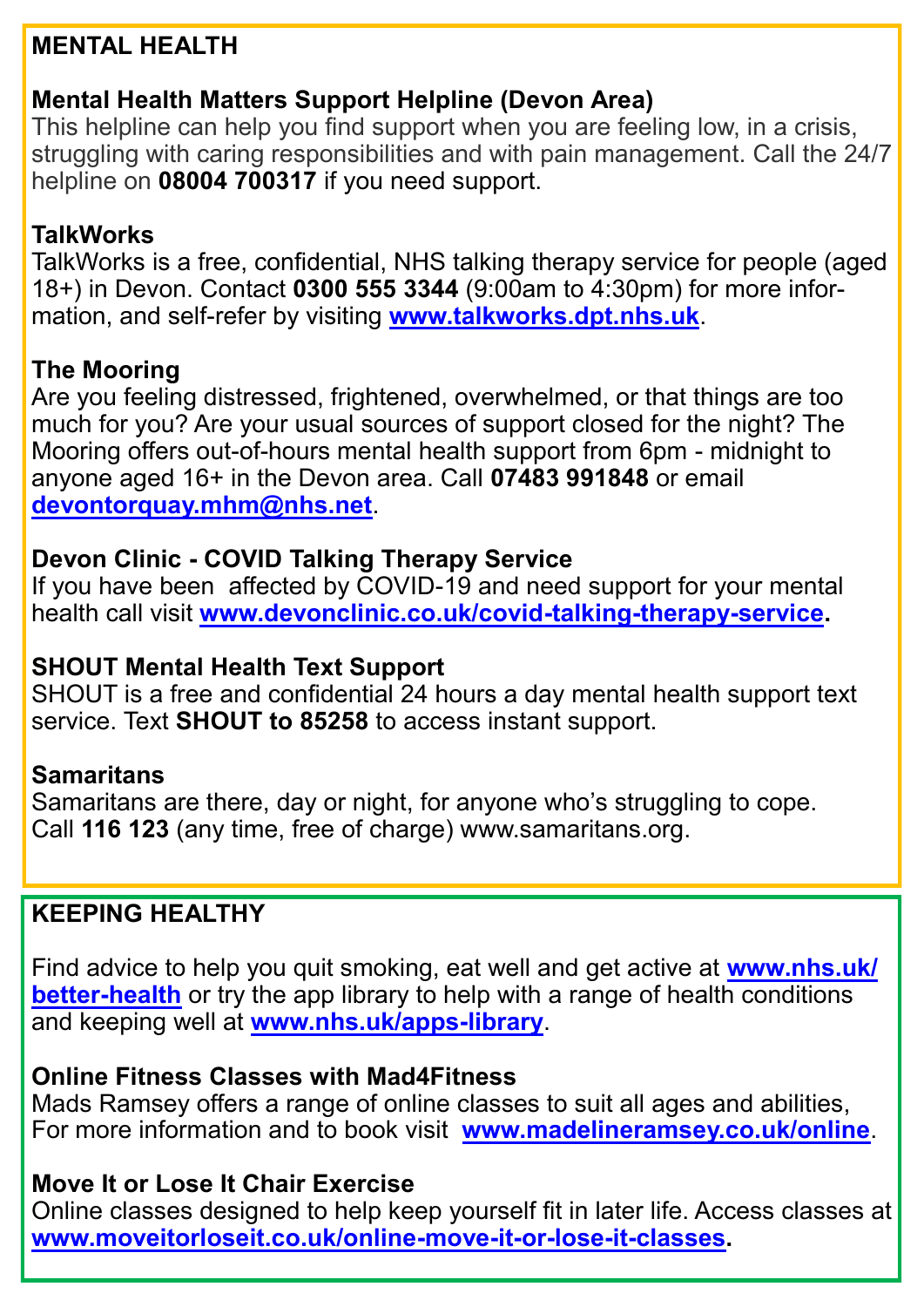## MENTAL HEALTH

### Mental Health Matters Support Helpline (Devon Area)

This helpline can help you find support when you are feeling low, in a crisis, struggling with caring responsibilities and with pain management. Call the 24/7 helpline on **08004 700317** if you need support.

### TalkWorks

TalkWorks is a free, confidential, NHS talking therapy service for people (aged 18+) in Devon. Contact **0300 555 3344** (9:00am to 4:30pm) for more information, and self-refer by visiting **www.talkworks.dpt.nhs.uk**.

### The Mooring

Are you feeling distressed, frightened, overwhelmed, or that things are too much for you? Are your usual sources of support closed for the night? The Mooring offers out-of-hours mental health support from 6pm - midnight to anyone aged 16+ in the Devon area. Call **07483 991848** or email **devontorquay.mhm@nhs.net**.

### Devon Clinic - COVID Talking Therapy Service

If you have been affected by COVID-19 and need support for your mental health call visit **www.devonclinic.co.uk/covid-talking-therapy-service.**

### SHOUT Mental Health Text Support

SHOUT is a free and confidential 24 hours a day mental health support text service. Text **SHOUT to 85258** to access instant support.

### Samaritans

Samaritans are there, day or night, for anyone who's struggling to cope. Call **116 123** (any time, free of charge) www.samaritans.org.

## KEEPING HEALTHY

Find advice to help you quit smoking, eat well and get active at **www.nhs.uk/better-health** or try the app library to help with a range of health conditions and keeping well at **www.nhs.uk/apps-library**.

### Online Fitness Classes with Mad4Fitness

Mads Ramsey offers a range of online classes to suit all ages and abilities, For more information and to book visit **www.madelineramsey.co.uk/online**.

### Move It or Lose It Chair Exercise

Online classes designed to help keep yourself fit in later life. Access classes at **www.moveitorloseit.co.uk/online-move-it-or-lose-it-classes.**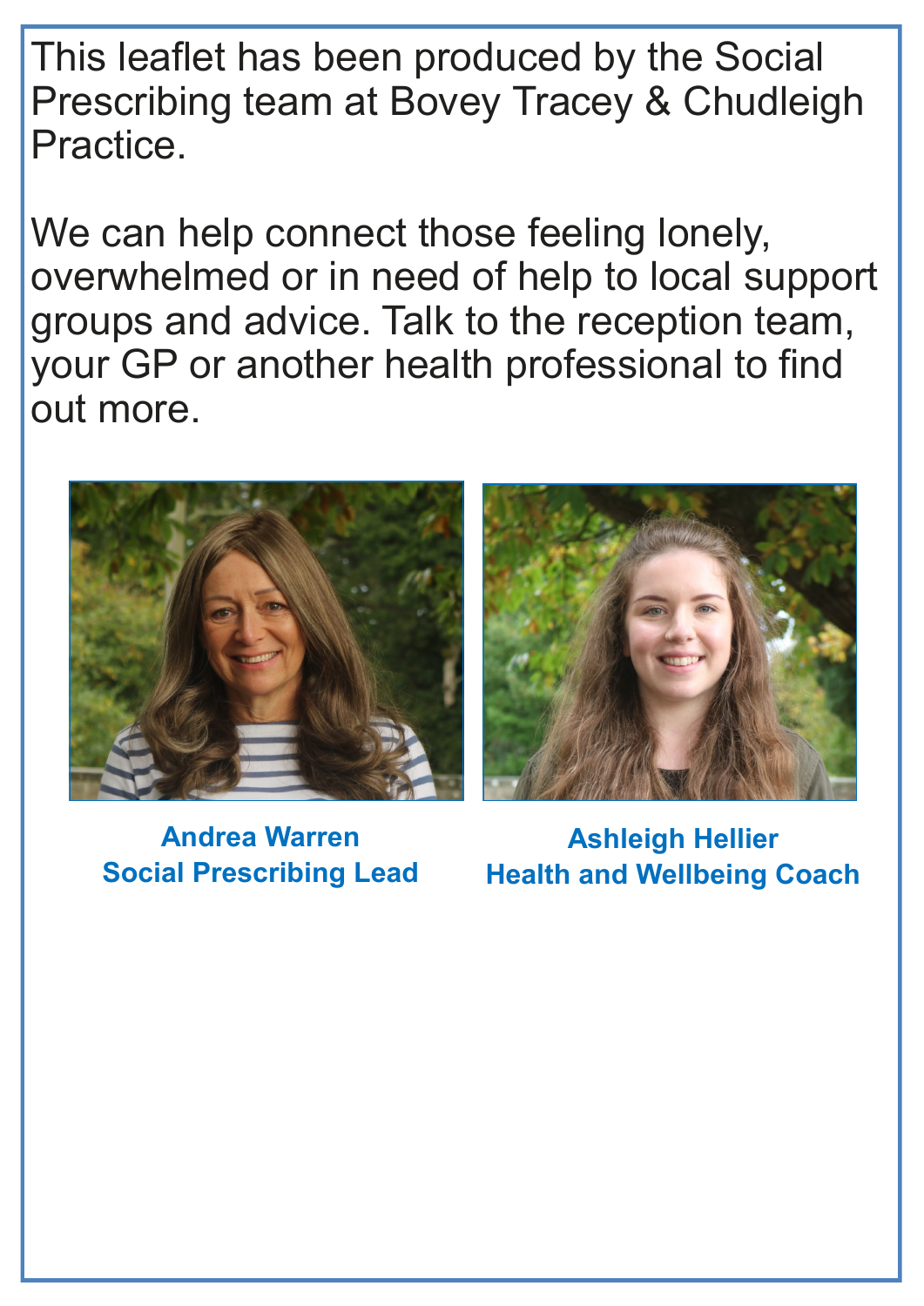This leaflet has been produced by the Social Prescribing team at Bovey Tracey & Chudleigh Practice.

We can help connect those feeling lonely, overwhelmed or in need of help to local support groups and advice. Talk to the reception team, your GP or another health professional to find out more.

**Andrea Warren**
**Social Prescribing Lead**

**Ashleigh Hellier**
**Health and Wellbeing Coach**